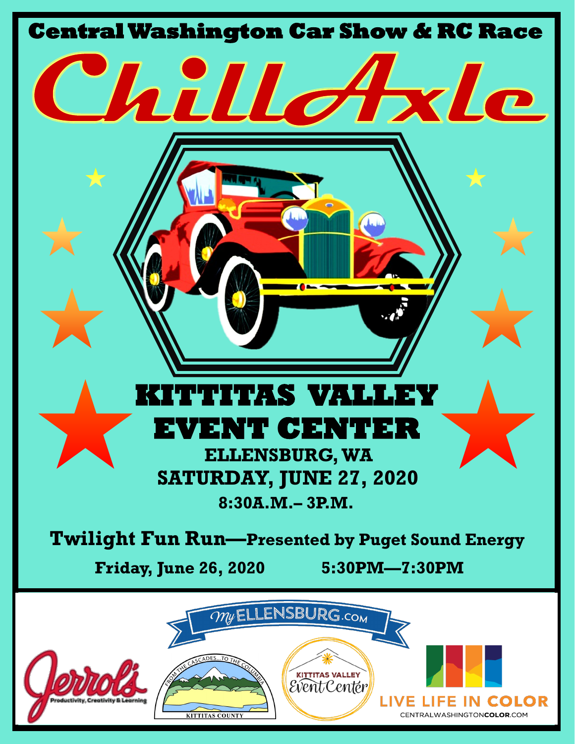# Central Washington Car Show & RC Race

# ChillAxle

## KITTITAS VALLEY EVENT CENTER

**ELLENSBURG, WA**

**SATURDAY, JUNE 27, 2020**

**8:30A.M.– 3P.M.**

**Twilight Fun Run—Presented by Puget Sound Energy**

**Friday, June 26, 2020 5:30PM—7:30PM**

MyELLENSBURG.com

Jerrol's Productivity, Creativity & Learning

FROM THE CASCADES...TO THE COLUMBIA KITTITAS COUNTY

KITTITAS VALLEY Event Center

LIVE LIFE IN COLOR
CENTRALWASHINGTONCOLOR.COM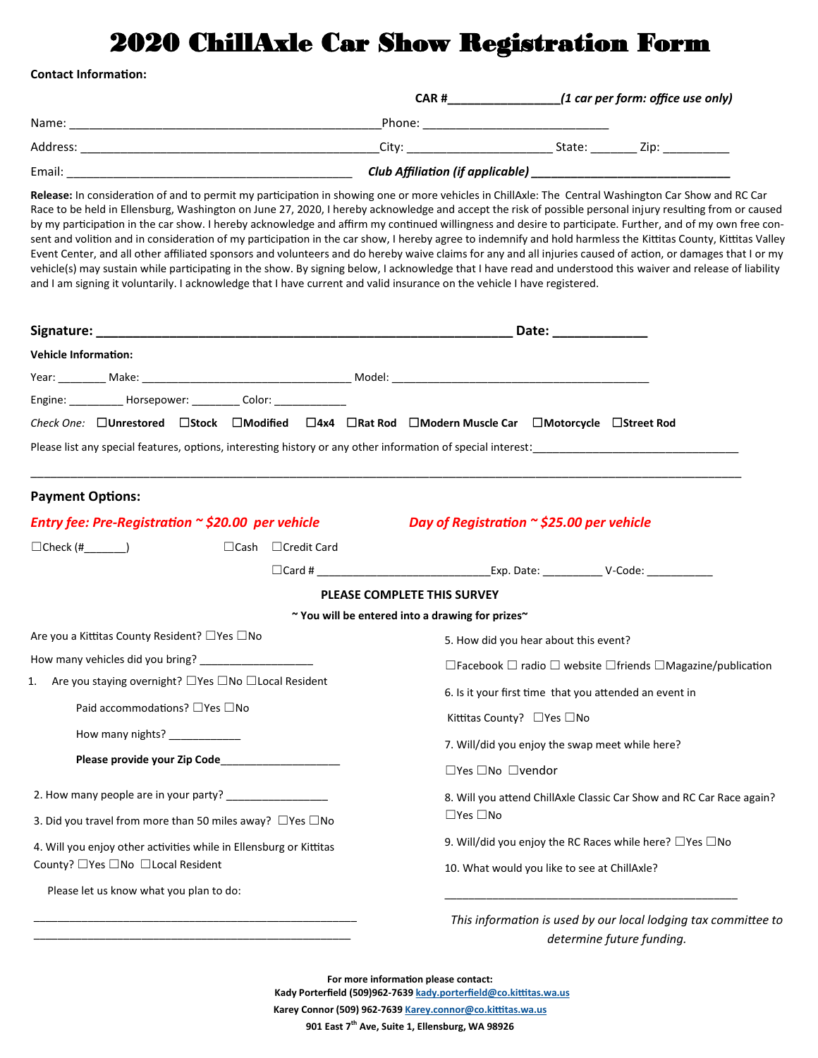# 2020 ChillAxle Car Show Registration Form

**Contact Information:**

**CAR #_________________*(1 car per form: office use only)***

Name: ________________________________________________Phone: ____________________________

Address: _____________________________________________City: ______________________ State: _______ Zip: __________

Email: ____________________________________________ ***Club Affiliation (if applicable)*** ______________________________

**Release:** In consideration of and to permit my participation in showing one or more vehicles in ChillAxle: The Central Washington Car Show and RC Car Race to be held in Ellensburg, Washington on June 27, 2020, I hereby acknowledge and accept the risk of possible personal injury resulting from or caused by my participation in the car show. I hereby acknowledge and affirm my continued willingness and desire to participate. Further, and of my own free consent and volition and in consideration of my participation in the car show, I hereby agree to indemnify and hold harmless the Kittitas County, Kittitas Valley Event Center, and all other affiliated sponsors and volunteers and do hereby waive claims for any and all injuries caused of action, or damages that I or my vehicle(s) may sustain while participating in the show. By signing below, I acknowledge that I have read and understood this waiver and release of liability and I am signing it voluntarily. I acknowledge that I have current and valid insurance on the vehicle I have registered.

**Signature:** ____________________________________________________________ **Date:** ______________

**Vehicle Information:**

Year: ________ Make: ___________________________________ Model: __________________________________________

Engine: _________ Horsepower: ________ Color: _____________

*Check One:* ☐**Unrestored** ☐**Stock** ☐**Modified** ☐**4x4** ☐**Rat Rod** ☐**Modern Muscle Car** ☐**Motorcycle** ☐**Street Rod**

Please list any special features, options, interesting history or any other information of special interest:_________________________________

_____________________________________________________________________________________________________________

## Payment Options:

***Entry fee: Pre-Registration ~ $20.00 per vehicle*** ***Day of Registration ~ $25.00 per vehicle***

☐Check (#_______) ☐Cash ☐Credit Card

☐Card # ____________________________Exp. Date: __________ V-Code: ___________

**PLEASE COMPLETE THIS SURVEY**

**~ You will be entered into a drawing for prizes~**

Are you a Kittitas County Resident? ☐Yes ☐No

How many vehicles did you bring? ___________________

1. Are you staying overnight? ☐Yes ☐No ☐Local Resident

   Paid accommodations? ☐Yes ☐No

   How many nights? ____________

   **Please provide your Zip Code**____________________

2. How many people are in your party? _________________

3. Did you travel from more than 50 miles away? ☐Yes ☐No

4. Will you enjoy other activities while in Ellensburg or Kittitas County? ☐Yes ☐No ☐Local Resident

   Please let us know what you plan to do:

   _______________________________________________________

   _______________________________________________________

5. How did you hear about this event?

   ☐Facebook ☐ radio ☐ website ☐friends ☐Magazine/publication

6. Is it your first time that you attended an event in Kittitas County? ☐Yes ☐No

7. Will/did you enjoy the swap meet while here?

   ☐Yes ☐No ☐vendor

8. Will you attend ChillAxle Classic Car Show and RC Car Race again? ☐Yes ☐No

9. Will/did you enjoy the RC Races while here? ☐Yes ☐No

10. What would you like to see at ChillAxle?

    __________________________________________________

*This information is used by our local lodging tax committee to determine future funding.*

**For more information please contact:**

**Kady Porterfield (509)962-7639** kady.porterfield@co.kittitas.wa.us

**Karey Connor (509) 962-7639** Karey.connor@co.kittitas.wa.us

**901 East 7th Ave, Suite 1, Ellensburg, WA 98926**